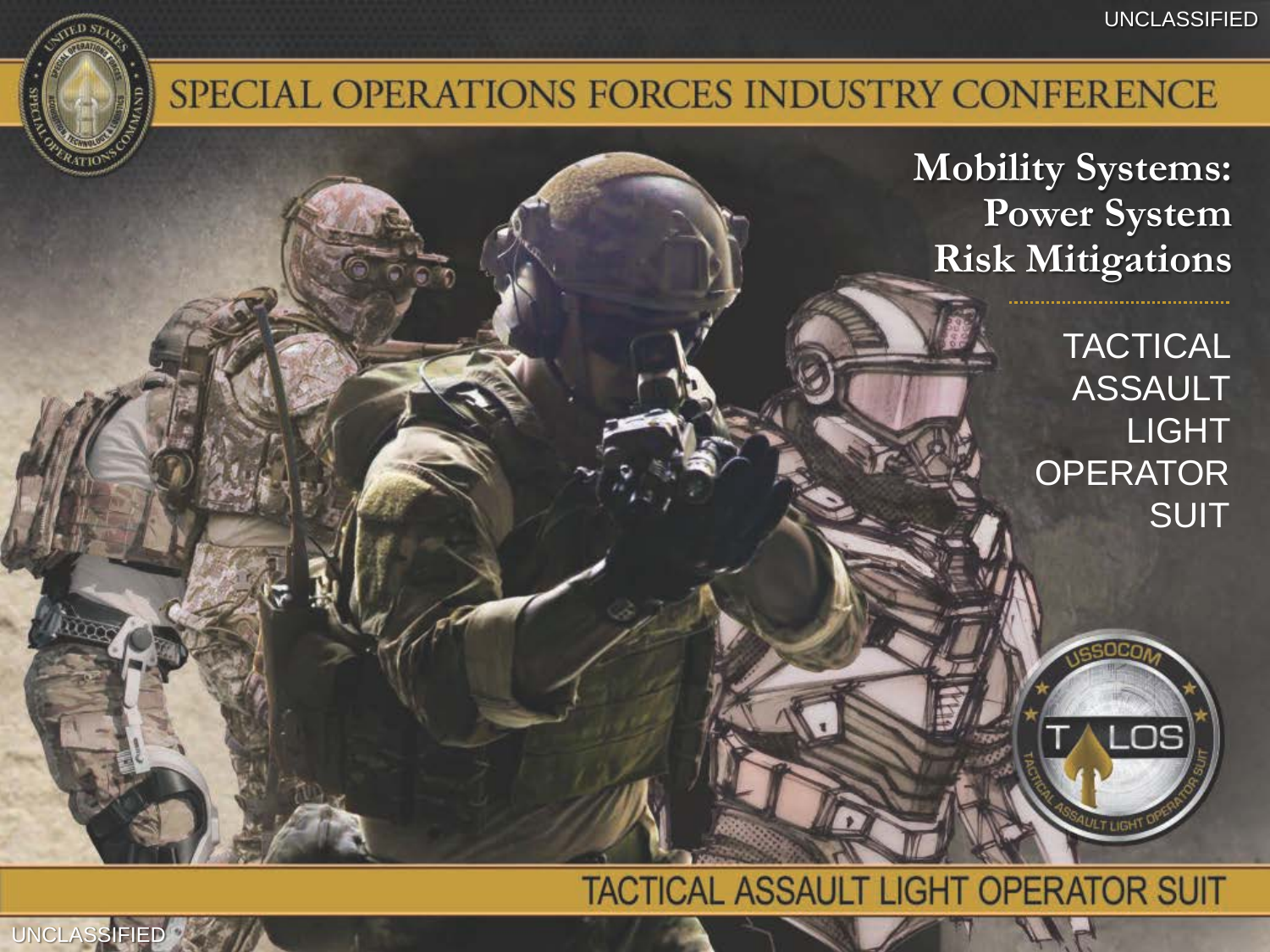UNCLASSIFIED

# SPECIAL OPERATIONS FORCES INDUSTRY CONFERENCE

## Mobility Systems: Power System Risk Mitigations

TACTICAL ASSAULT LIGHT OPERATOR SUIT

USSOCOM TALOS TACTICAL ASSAULT LIGHT OPERATOR SUIT

TACTICAL ASSAULT LIGHT OPERATOR SUIT

UNCLASSIFIED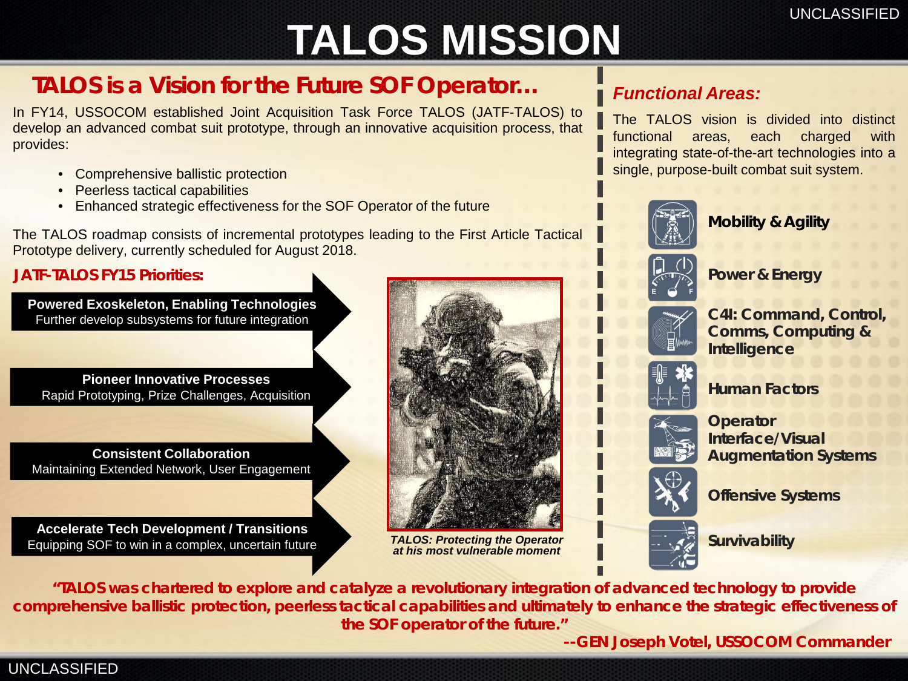# TALOS MISSION

## TALOS is a Vision for the Future SOF Operator…

In FY14, USSOCOM established Joint Acquisition Task Force TALOS (JATF-TALOS) to develop an advanced combat suit prototype, through an innovative acquisition process, that provides:

- Comprehensive ballistic protection
- Peerless tactical capabilities
- Enhanced strategic effectiveness for the SOF Operator of the future

The TALOS roadmap consists of incremental prototypes leading to the First Article Tactical Prototype delivery, currently scheduled for August 2018.

### JATF-TALOS FY15 Priorities:

**Powered Exoskeleton, Enabling Technologies**
Further develop subsystems for future integration

**Pioneer Innovative Processes**
Rapid Prototyping, Prize Challenges, Acquisition

**Consistent Collaboration**
Maintaining Extended Network, User Engagement

**Accelerate Tech Development / Transitions**
Equipping SOF to win in a complex, uncertain future

*TALOS: Protecting the Operator at his most vulnerable moment*

### *Functional Areas:*

The TALOS vision is divided into distinct functional areas, each charged with integrating state-of-the-art technologies into a single, purpose-built combat suit system.

- **Mobility & Agility**
- **Power & Energy**
- **C4I: Command, Control, Comms, Computing & Intelligence**
- **Human Factors**
- **Operator Interface/Visual Augmentation Systems**
- **Offensive Systems**
- **Survivability**

**"TALOS was chartered to explore and catalyze a revolutionary integration of advanced technology to provide comprehensive ballistic protection, peerless tactical capabilities and ultimately to enhance the strategic effectiveness of the SOF operator of the future."**

**--GEN Joseph Votel, USSOCOM Commander**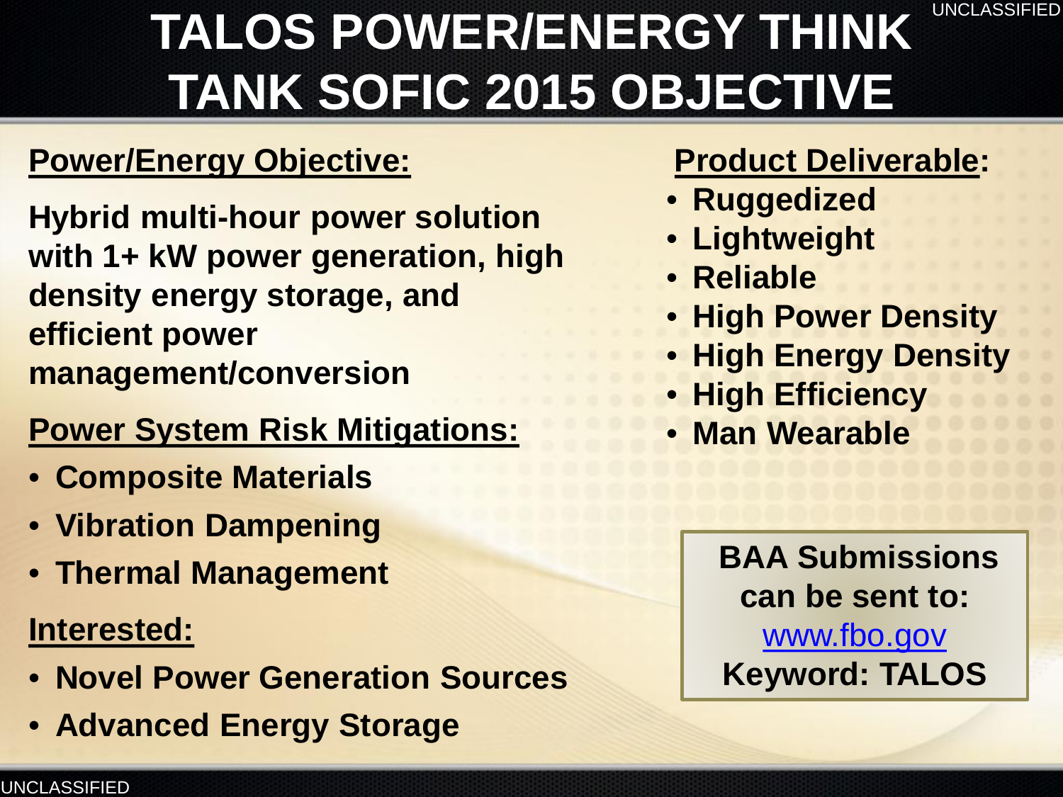UNCLASSIFIED

# TALOS POWER/ENERGY THINK TANK SOFIC 2015 OBJECTIVE

**Power/Energy Objective:**

**Hybrid multi-hour power solution with 1+ kW power generation, high density energy storage, and efficient power management/conversion**

**Power System Risk Mitigations:**

- **Composite Materials**
- **Vibration Dampening**
- **Thermal Management**

**Interested:**

- **Novel Power Generation Sources**
- **Advanced Energy Storage**

**Product Deliverable:**

- **Ruggedized**
- **Lightweight**
- **Reliable**
- **High Power Density**
- **High Energy Density**
- **High Efficiency**
- **Man Wearable**

**BAA Submissions can be sent to:**
www.fbo.gov
**Keyword: TALOS**

UNCLASSIFIED